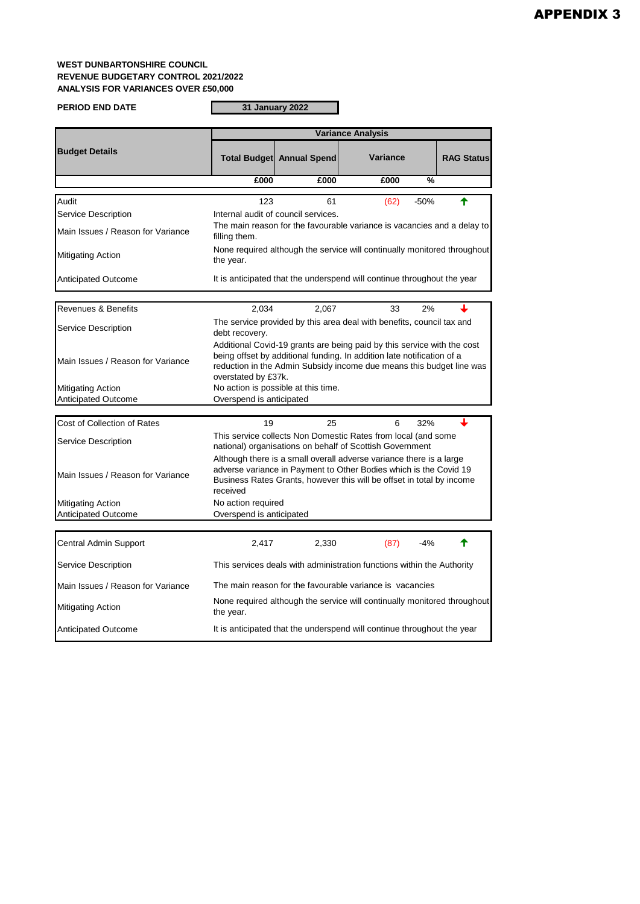**APPENDIX 3**

**WEST DUNBARTONSHIRE COUNCIL**
**REVENUE BUDGETARY CONTROL 2021/2022**
**ANALYSIS FOR VARIANCES OVER £50,000**

**PERIOD END DATE** | **31 January 2022**

| **Budget Details** | **Total Budget** | **Annual Spend** | **Variance** | | **RAG Status** |
|---|---|---|---|---|---|
| | £000 | £000 | £000 | % | |
| Audit | 123 | 61 | (62) | -50% | ↑ |
| Service Description | Internal audit of council services. | | | | |
| Main Issues / Reason for Variance | The main reason for the favourable variance is vacancies and a delay to filling them. | | | | |
| Mitigating Action | None required although the service will continually monitored throughout the year. | | | | |
| Anticipated Outcome | It is anticipated that the underspend will continue throughout the year | | | | |
| Revenues & Benefits | 2,034 | 2,067 | 33 | 2% | ↓ |
| Service Description | The service provided by this area deal with benefits, council tax and debt recovery. | | | | |
| Main Issues / Reason for Variance | Additional Covid-19 grants are being paid by this service with the cost being offset by additional funding. In addition late notification of a reduction in the Admin Subsidy income due means this budget line was overstated by £37k. | | | | |
| Mitigating Action | No action is possible at this time. | | | | |
| Anticipated Outcome | Overspend is anticipated | | | | |
| Cost of Collection of Rates | 19 | 25 | 6 | 32% | ↓ |
| Service Description | This service collects Non Domestic Rates from local (and some national) organisations on behalf of Scottish Government | | | | |
| Main Issues / Reason for Variance | Although there is a small overall adverse variance there is a large adverse variance in Payment to Other Bodies which is the Covid 19 Business Rates Grants, however this will be offset in total by income received | | | | |
| Mitigating Action | No action required | | | | |
| Anticipated Outcome | Overspend is anticipated | | | | |
| Central Admin Support | 2,417 | 2,330 | (87) | -4% | ↑ |
| Service Description | This services deals with administration functions within the Authority | | | | |
| Main Issues / Reason for Variance | The main reason for the favourable variance is vacancies | | | | |
| Mitigating Action | None required although the service will continually monitored throughout the year. | | | | |
| Anticipated Outcome | It is anticipated that the underspend will continue throughout the year | | | | |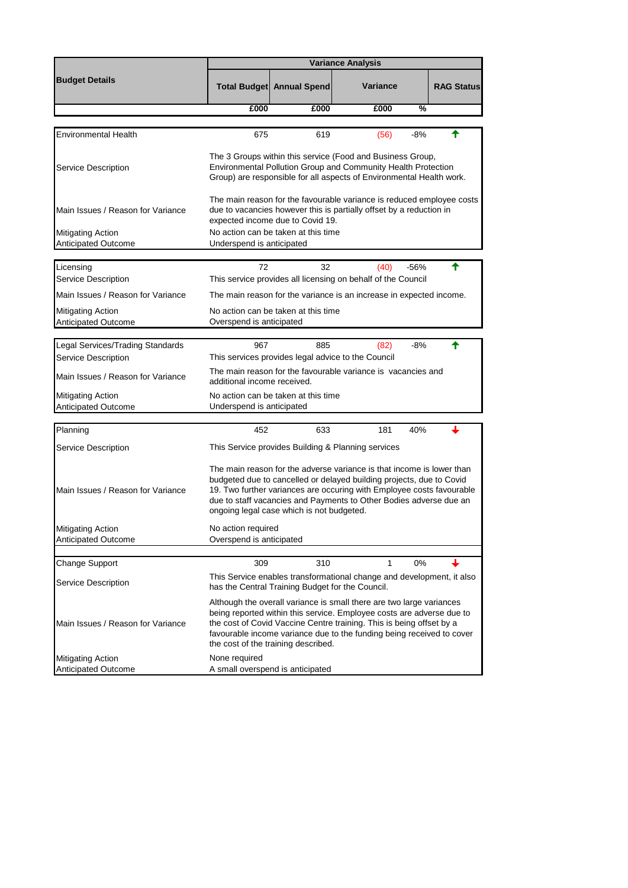| Budget Details | Variance Analysis | | | | |
|---|---|---|---|---|---|
| | Total Budget | Annual Spend | Variance | | RAG Status |
| | £000 | £000 | £000 | % | |
| Environmental Health | 675 | 619 | (56) | -8% | ↑ |
| Service Description | The 3 Groups within this service (Food and Business Group, Environmental Pollution Group and Community Health Protection Group) are responsible for all aspects of Environmental Health work. | | | | |
| Main Issues / Reason for Variance | The main reason for the favourable variance is reduced employee costs due to vacancies however this is partially offset by a reduction in expected income due to Covid 19. | | | | |
| Mitigating Action | No action can be taken at this time | | | | |
| Anticipated Outcome | Underspend is anticipated | | | | |
| Licensing | 72 | 32 | (40) | -56% | ↑ |
| Service Description | This service provides all licensing on behalf of the Council | | | | |
| Main Issues / Reason for Variance | The main reason for the variance is an increase in expected income. | | | | |
| Mitigating Action | No action can be taken at this time | | | | |
| Anticipated Outcome | Overspend is anticipated | | | | |
| Legal Services/Trading Standards | 967 | 885 | (82) | -8% | ↑ |
| Service Description | This services provides legal advice to the Council | | | | |
| Main Issues / Reason for Variance | The main reason for the favourable variance is vacancies and additional income received. | | | | |
| Mitigating Action | No action can be taken at this time | | | | |
| Anticipated Outcome | Underspend is anticipated | | | | |
| Planning | 452 | 633 | 181 | 40% | ↓ |
| Service Description | This Service provides Building & Planning services | | | | |
| Main Issues / Reason for Variance | The main reason for the adverse variance is that income is lower than budgeted due to cancelled or delayed building projects, due to Covid 19. Two further variances are occuring with Employee costs favourable due to staff vacancies and Payments to Other Bodies adverse due an ongoing legal case which is not budgeted. | | | | |
| Mitigating Action | No action required | | | | |
| Anticipated Outcome | Overspend is anticipated | | | | |
| Change Support | 309 | 310 | 1 | 0% | ↓ |
| Service Description | This Service enables transformational change and development, it also has the Central Training Budget for the Council. | | | | |
| Main Issues / Reason for Variance | Although the overall variance is small there are two large variances being reported within this service. Employee costs are adverse due to the cost of Covid Vaccine Centre training. This is being offset by a favourable income variance due to the funding being received to cover the cost of the training described. | | | | |
| Mitigating Action | None required | | | | |
| Anticipated Outcome | A small overspend is anticipated | | | | |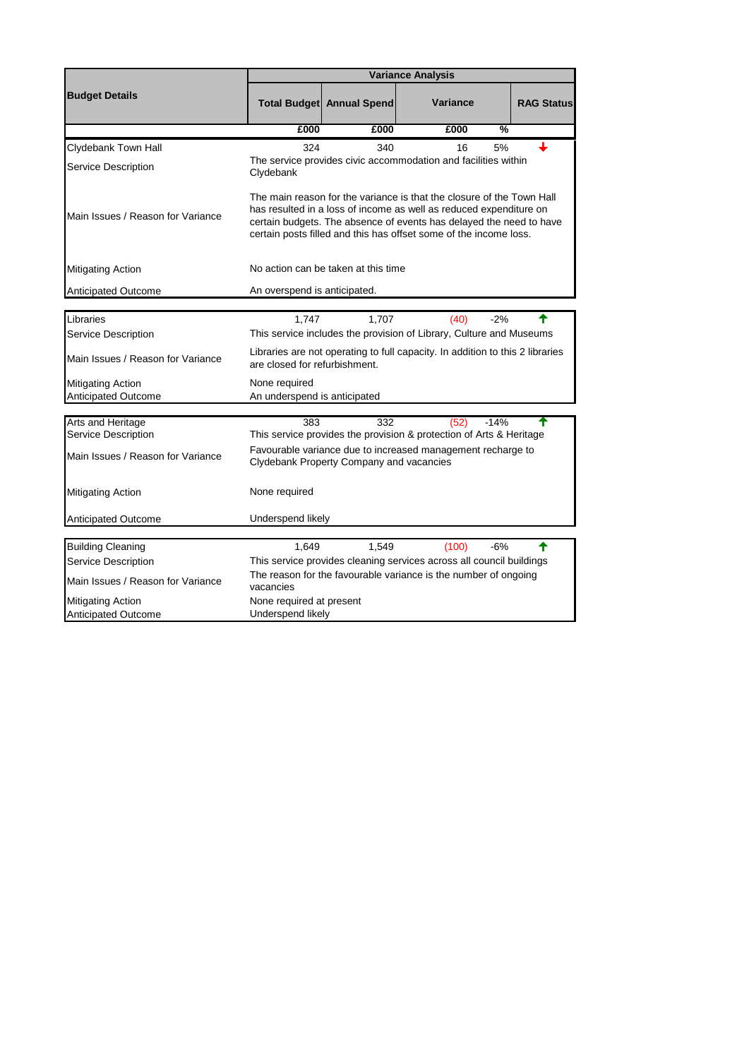| Budget Details | Variance Analysis | | | | |
|---|---|---|---|---|---|
| | Total Budget | Annual Spend | Variance | | RAG Status |
| | £000 | £000 | £000 | % | |
| Clydebank Town Hall | 324 | 340 | 16 | 5% | ↓ |
| Service Description | The service provides civic accommodation and facilities within Clydebank | | | | |
| Main Issues / Reason for Variance | The main reason for the variance is that the closure of the Town Hall has resulted in a loss of income as well as reduced expenditure on certain budgets. The absence of events has delayed the need to have certain posts filled and this has offset some of the income loss. | | | | |
| Mitigating Action | No action can be taken at this time | | | | |
| Anticipated Outcome | An overspend is anticipated. | | | | |
| Libraries | 1,747 | 1,707 | (40) | -2% | ↑ |
| Service Description | This service includes the provision of Library, Culture and Museums | | | | |
| Main Issues / Reason for Variance | Libraries are not operating to full capacity. In addition to this 2 libraries are closed for refurbishment. | | | | |
| Mitigating Action | None required | | | | |
| Anticipated Outcome | An underspend is anticipated | | | | |
| Arts and Heritage | 383 | 332 | (52) | -14% | ↑ |
| Service Description | This service provides the provision & protection of Arts & Heritage | | | | |
| Main Issues / Reason for Variance | Favourable variance due to increased management recharge to Clydebank Property Company and vacancies | | | | |
| Mitigating Action | None required | | | | |
| Anticipated Outcome | Underspend likely | | | | |
| Building Cleaning | 1,649 | 1,549 | (100) | -6% | ↑ |
| Service Description | This service provides cleaning services across all council buildings | | | | |
| Main Issues / Reason for Variance | The reason for the favourable variance is the number of ongoing vacancies | | | | |
| Mitigating Action | None required at present | | | | |
| Anticipated Outcome | Underspend likely | | | | |